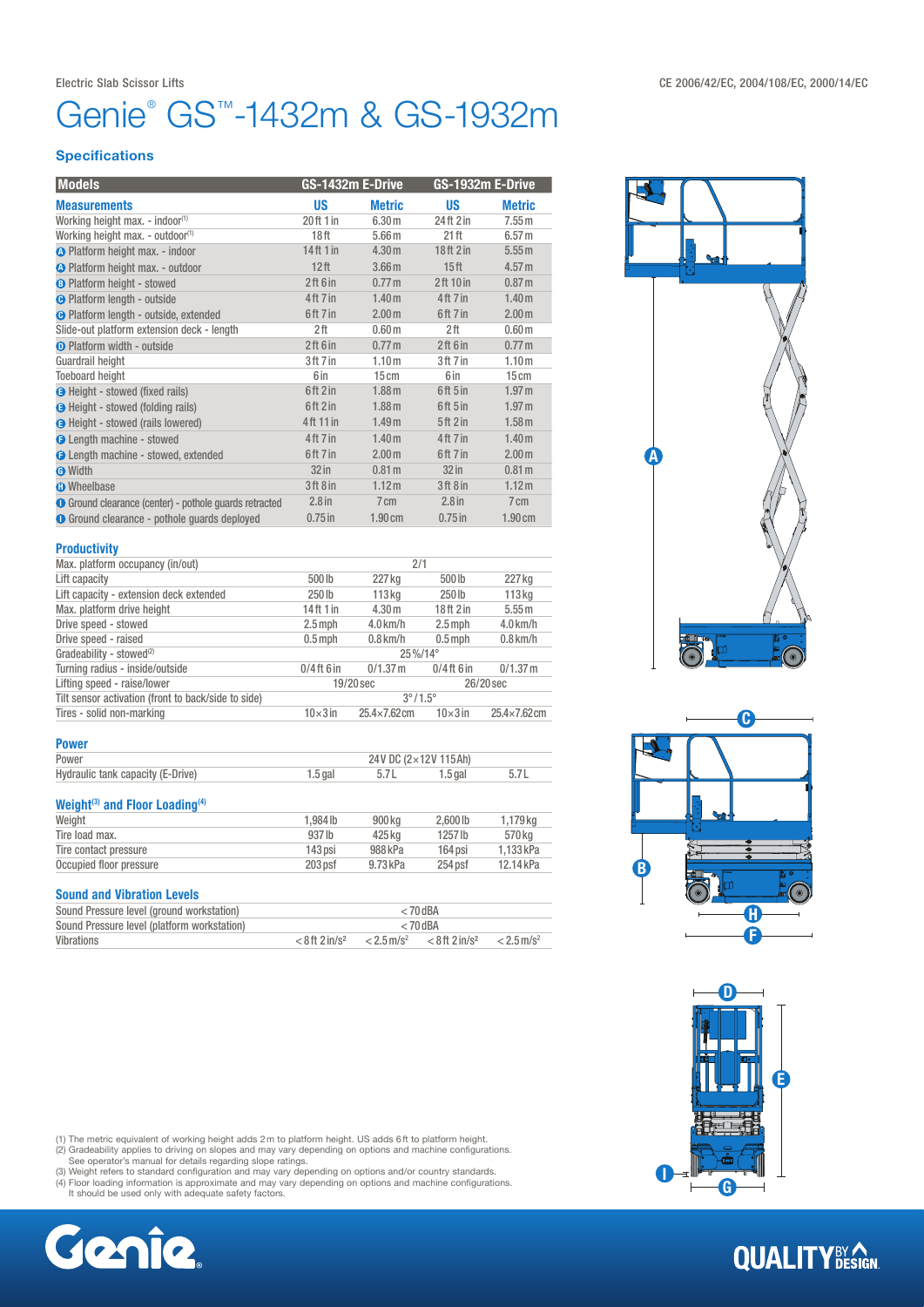Electric Slab Scissor Lifts

CE 2006/42/EC, 2004/108/EC, 2000/14/EC

# Genie® GS™-1432m & GS-1932m

## Specifications

| Models | GS-1432m E-Drive | | GS-1932m E-Drive | |
|---|---|---|---|---|
| **Measurements** | **US** | **Metric** | **US** | **Metric** |
| Working height max. - indoor(1) | 20 ft 1 in | 6.30 m | 24 ft 2 in | 7.55 m |
| Working height max. - outdoor(1) | 18 ft | 5.66 m | 21 ft | 6.57 m |
| A Platform height max. - indoor | 14 ft 1 in | 4.30 m | 18 ft 2 in | 5.55 m |
| A Platform height max. - outdoor | 12 ft | 3.66 m | 15 ft | 4.57 m |
| B Platform height - stowed | 2 ft 6 in | 0.77 m | 2 ft 10 in | 0.87 m |
| C Platform length - outside | 4 ft 7 in | 1.40 m | 4 ft 7 in | 1.40 m |
| C Platform length - outside, extended | 6 ft 7 in | 2.00 m | 6 ft 7 in | 2.00 m |
| Slide-out platform extension deck - length | 2 ft | 0.60 m | 2 ft | 0.60 m |
| D Platform width - outside | 2 ft 6 in | 0.77 m | 2 ft 6 in | 0.77 m |
| Guardrail height | 3 ft 7 in | 1.10 m | 3 ft 7 in | 1.10 m |
| Toeboard height | 6 in | 15 cm | 6 in | 15 cm |
| E Height - stowed (fixed rails) | 6 ft 2 in | 1.88 m | 6 ft 5 in | 1.97 m |
| E Height - stowed (folding rails) | 6 ft 2 in | 1.88 m | 6 ft 5 in | 1.97 m |
| E Height - stowed (rails lowered) | 4 ft 11 in | 1.49 m | 5 ft 2 in | 1.58 m |
| F Length machine - stowed | 4 ft 7 in | 1.40 m | 4 ft 7 in | 1.40 m |
| F Length machine - stowed, extended | 6 ft 7 in | 2.00 m | 6 ft 7 in | 2.00 m |
| G Width | 32 in | 0.81 m | 32 in | 0.81 m |
| H Wheelbase | 3 ft 8 in | 1.12 m | 3 ft 8 in | 1.12 m |
| I Ground clearance (center) - pothole guards retracted | 2.8 in | 7 cm | 2.8 in | 7 cm |
| I Ground clearance - pothole guards deployed | 0.75 in | 1.90 cm | 0.75 in | 1.90 cm |

### Productivity

| | | | | |
|---|---|---|---|---|
| Max. platform occupancy (in/out) | 2/1 | | | |
| Lift capacity | 500 lb | 227 kg | 500 lb | 227 kg |
| Lift capacity - extension deck extended | 250 lb | 113 kg | 250 lb | 113 kg |
| Max. platform drive height | 14 ft 1 in | 4.30 m | 18 ft 2 in | 5.55 m |
| Drive speed - stowed | 2.5 mph | 4.0 km/h | 2.5 mph | 4.0 km/h |
| Drive speed - raised | 0.5 mph | 0.8 km/h | 0.5 mph | 0.8 km/h |
| Gradeability - stowed(2) | 25 %/14° | | | |
| Turning radius - inside/outside | 0/4 ft 6 in | 0/1.37 m | 0/4 ft 6 in | 0/1.37 m |
| Lifting speed - raise/lower | 19/20 sec | | 26/20 sec | |
| Tilt sensor activation (front to back/side to side) | 3° / 1.5° | | | |
| Tires - solid non-marking | 10×3 in | 25.4×7.62 cm | 10×3 in | 25.4×7.62 cm |

### Power

| | | | | |
|---|---|---|---|---|
| Power | 24V DC (2×12V 115Ah) | | | |
| Hydraulic tank capacity (E-Drive) | 1.5 gal | 5.7 L | 1.5 gal | 5.7 L |

### Weight(3) and Floor Loading(4)

| | | | | |
|---|---|---|---|---|
| Weight | 1,984 lb | 900 kg | 2,600 lb | 1,179 kg |
| Tire load max. | 937 lb | 425 kg | 1257 lb | 570 kg |
| Tire contact pressure | 143 psi | 988 kPa | 164 psi | 1,133 kPa |
| Occupied floor pressure | 203 psf | 9.73 kPa | 254 psf | 12.14 kPa |

### Sound and Vibration Levels

| | | | | |
|---|---|---|---|---|
| Sound Pressure level (ground workstation) | < 70 dBA | | | |
| Sound Pressure level (platform workstation) | < 70 dBA | | | |
| Vibrations | < 8 ft 2 in/s² | < 2.5 m/s² | < 8 ft 2 in/s² | < 2.5 m/s² |

(1) The metric equivalent of working height adds 2 m to platform height. US adds 6 ft to platform height.
(2) Gradeability applies to driving on slopes and may vary depending on options and machine configurations. See operator's manual for details regarding slope ratings.
(3) Weight refers to standard configuration and may vary depending on options and/or country standards.
(4) Floor loading information is approximate and may vary depending on options and machine configurations. It should be used only with adequate safety factors.

Genie. QUALITY BY DESIGN.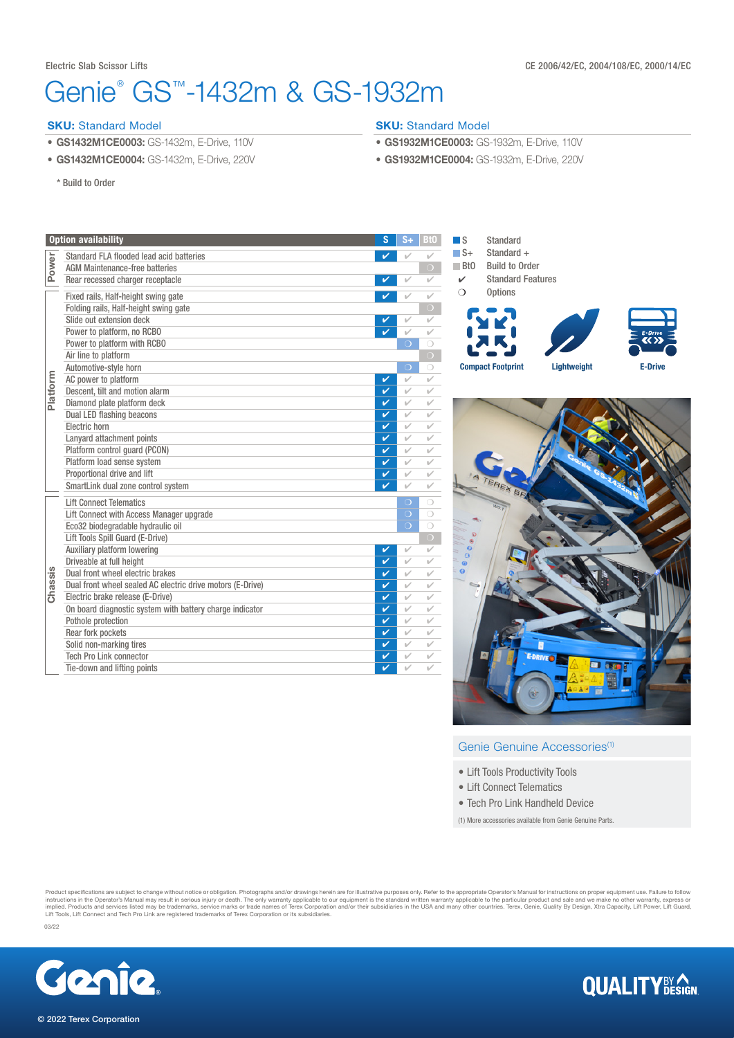Electric Slab Scissor Lifts

CE 2006/42/EC, 2004/108/EC, 2000/14/EC

# Genie® GS™-1432m & GS-1932m

**SKU:** Standard Model

- **GS1432M1CE0003:** GS-1432m, E-Drive, 110V
- **GS1432M1CE0004:** GS-1432m, E-Drive, 220V

\* Build to Order

**SKU:** Standard Model

- **GS1932M1CE0003:** GS-1932m, E-Drive, 110V
- **GS1932M1CE0004:** GS-1932m, E-Drive, 220V

| | Option availability | S | S+ | BtO |
|---|---|---|---|---|
| Power | Standard FLA flooded lead acid batteries | ✔ | ✔ | ✔ |
| | AGM Maintenance-free batteries | | | ❍ |
| | Rear recessed charger receptacle | ✔ | ✔ | ✔ |
| Platform | Fixed rails, Half-height swing gate | ✔ | ✔ | ✔ |
| | Folding rails, Half-height swing gate | | | ❍ |
| | Slide out extension deck | ✔ | ✔ | ✔ |
| | Power to platform, no RCBO | ✔ | ✔ | ✔ |
| | Power to platform with RCBO | | ❍ | ❍ |
| | Air line to platform | | | ❍ |
| | Automotive-style horn | | ❍ | ❍ |
| | AC power to platform | ✔ | ✔ | ✔ |
| | Descent, tilt and motion alarm | ✔ | ✔ | ✔ |
| | Diamond plate platform deck | ✔ | ✔ | ✔ |
| | Dual LED flashing beacons | ✔ | ✔ | ✔ |
| | Electric horn | ✔ | ✔ | ✔ |
| | Lanyard attachment points | ✔ | ✔ | ✔ |
| | Platform control guard (PCON) | ✔ | ✔ | ✔ |
| | Platform load sense system | ✔ | ✔ | ✔ |
| | Proportional drive and lift | ✔ | ✔ | ✔ |
| | SmartLink dual zone control system | ✔ | ✔ | ✔ |
| Chassis | Lift Connect Telematics | | ❍ | ❍ |
| | Lift Connect with Access Manager upgrade | | ❍ | ❍ |
| | Eco32 biodegradable hydraulic oil | | ❍ | ❍ |
| | Lift Tools Spill Guard (E-Drive) | | | ❍ |
| | Auxiliary platform lowering | ✔ | ✔ | ✔ |
| | Driveable at full height | ✔ | ✔ | ✔ |
| | Dual front wheel electric brakes | ✔ | ✔ | ✔ |
| | Dual front wheel sealed AC electric drive motors (E-Drive) | ✔ | ✔ | ✔ |
| | Electric brake release (E-Drive) | ✔ | ✔ | ✔ |
| | On board diagnostic system with battery charge indicator | ✔ | ✔ | ✔ |
| | Pothole protection | ✔ | ✔ | ✔ |
| | Rear fork pockets | ✔ | ✔ | ✔ |
| | Solid non-marking tires | ✔ | ✔ | ✔ |
| | Tech Pro Link connector | ✔ | ✔ | ✔ |
| | Tie-down and lifting points | ✔ | ✔ | ✔ |

- S — Standard
- S+ — Standard +
- BtO — Build to Order
- ✔ — Standard Features
- ❍ — Options

Compact Footprint

Lightweight

E-Drive

## Genie Genuine Accessories[1]

- Lift Tools Productivity Tools
- Lift Connect Telematics
- Tech Pro Link Handheld Device

(1) More accessories available from Genie Genuine Parts.

Product specifications are subject to change without notice or obligation. Photographs and/or drawings herein are for illustrative purposes only. Refer to the appropriate Operator's Manual for instructions on proper equipment use. Failure to follow instructions in the Operator's Manual may result in serious injury or death. The only warranty applicable to our equipment is the standard written warranty applicable to the particular product and sale and we make no other warranty, express or implied. Products and services listed may be trademarks, service marks or trade names of Terex Corporation and/or their subsidiaries in the USA and many other countries. Terex, Genie, Quality By Design, Xtra Capacity, Lift Power, Lift Guard, Lift Tools, Lift Connect and Tech Pro Link are registered trademarks of Terex Corporation or its subsidiaries.

03/22

© 2022 Terex Corporation